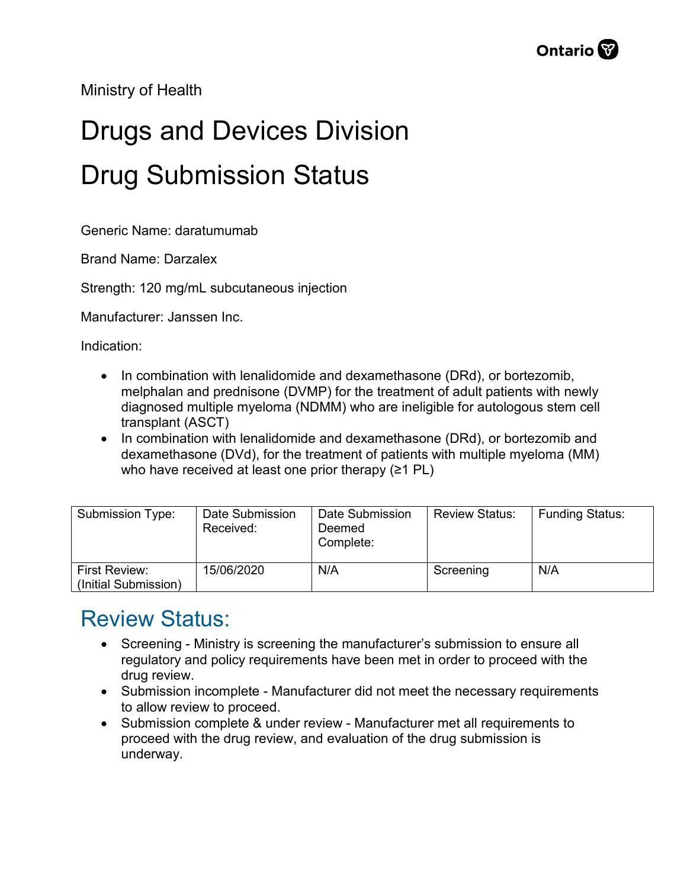Ministry of Health

# Drugs and Devices Division

# Drug Submission Status

Generic Name: daratumumab

Brand Name: Darzalex

Strength: 120 mg/mL subcutaneous injection

Manufacturer: Janssen Inc.

Indication:

- In combination with lenalidomide and dexamethasone (DRd), or bortezomib, melphalan and prednisone (DVMP) for the treatment of adult patients with newly diagnosed multiple myeloma (NDMM) who are ineligible for autologous stem cell transplant (ASCT)
- In combination with lenalidomide and dexamethasone (DRd), or bortezomib and dexamethasone (DVd), for the treatment of patients with multiple myeloma (MM) who have received at least one prior therapy (≥1 PL)

| Submission Type: | Date Submission Received: | Date Submission Deemed Complete: | Review Status: | Funding Status: |
|---|---|---|---|---|
| First Review: (Initial Submission) | 15/06/2020 | N/A | Screening | N/A |

## Review Status:

- Screening - Ministry is screening the manufacturer's submission to ensure all regulatory and policy requirements have been met in order to proceed with the drug review.
- Submission incomplete - Manufacturer did not meet the necessary requirements to allow review to proceed.
- Submission complete & under review - Manufacturer met all requirements to proceed with the drug review, and evaluation of the drug submission is underway.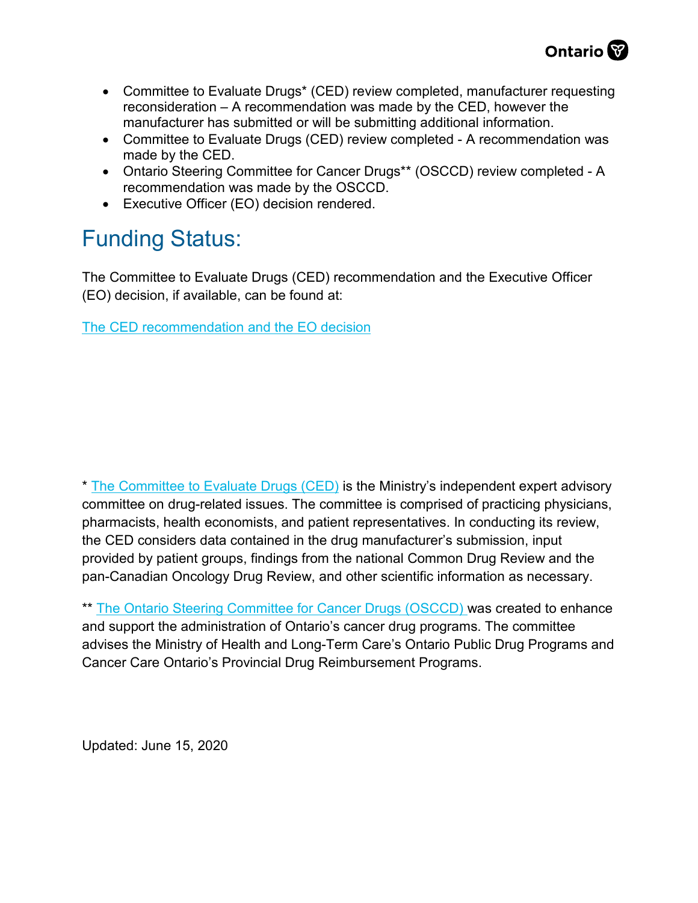- Committee to Evaluate Drugs* (CED) review completed, manufacturer requesting reconsideration – A recommendation was made by the CED, however the manufacturer has submitted or will be submitting additional information.
- Committee to Evaluate Drugs (CED) review completed - A recommendation was made by the CED.
- Ontario Steering Committee for Cancer Drugs** (OSCCD) review completed - A recommendation was made by the OSCCD.
- Executive Officer (EO) decision rendered.

# Funding Status:

The Committee to Evaluate Drugs (CED) recommendation and the Executive Officer (EO) decision, if available, can be found at:

The CED recommendation and the EO decision

* The Committee to Evaluate Drugs (CED) is the Ministry's independent expert advisory committee on drug-related issues. The committee is comprised of practicing physicians, pharmacists, health economists, and patient representatives. In conducting its review, the CED considers data contained in the drug manufacturer's submission, input provided by patient groups, findings from the national Common Drug Review and the pan-Canadian Oncology Drug Review, and other scientific information as necessary.

** The Ontario Steering Committee for Cancer Drugs (OSCCD) was created to enhance and support the administration of Ontario's cancer drug programs. The committee advises the Ministry of Health and Long-Term Care's Ontario Public Drug Programs and Cancer Care Ontario's Provincial Drug Reimbursement Programs.

Updated: June 15, 2020